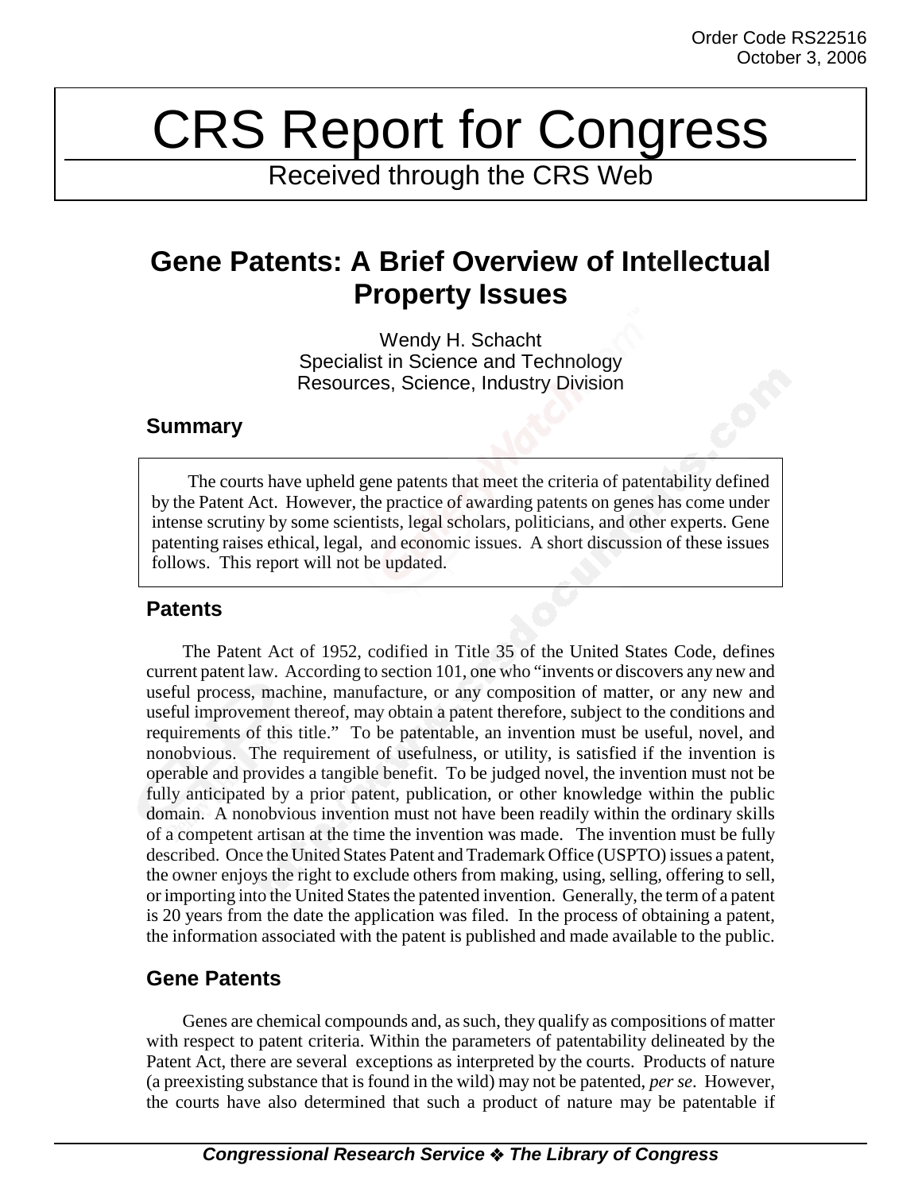Order Code RS22516
October 3, 2006

# CRS Report for Congress

Received through the CRS Web

## Gene Patents: A Brief Overview of Intellectual Property Issues

Wendy H. Schacht
Specialist in Science and Technology
Resources, Science, Industry Division

### Summary

The courts have upheld gene patents that meet the criteria of patentability defined by the Patent Act. However, the practice of awarding patents on genes has come under intense scrutiny by some scientists, legal scholars, politicians, and other experts. Gene patenting raises ethical, legal, and economic issues. A short discussion of these issues follows. This report will not be updated.

### Patents

The Patent Act of 1952, codified in Title 35 of the United States Code, defines current patent law. According to section 101, one who "invents or discovers any new and useful process, machine, manufacture, or any composition of matter, or any new and useful improvement thereof, may obtain a patent therefore, subject to the conditions and requirements of this title." To be patentable, an invention must be useful, novel, and nonobvious. The requirement of usefulness, or utility, is satisfied if the invention is operable and provides a tangible benefit. To be judged novel, the invention must not be fully anticipated by a prior patent, publication, or other knowledge within the public domain. A nonobvious invention must not have been readily within the ordinary skills of a competent artisan at the time the invention was made. The invention must be fully described. Once the United States Patent and Trademark Office (USPTO) issues a patent, the owner enjoys the right to exclude others from making, using, selling, offering to sell, or importing into the United States the patented invention. Generally, the term of a patent is 20 years from the date the application was filed. In the process of obtaining a patent, the information associated with the patent is published and made available to the public.

### Gene Patents

Genes are chemical compounds and, as such, they qualify as compositions of matter with respect to patent criteria. Within the parameters of patentability delineated by the Patent Act, there are several exceptions as interpreted by the courts. Products of nature (a preexisting substance that is found in the wild) may not be patented, *per se*. However, the courts have also determined that such a product of nature may be patentable if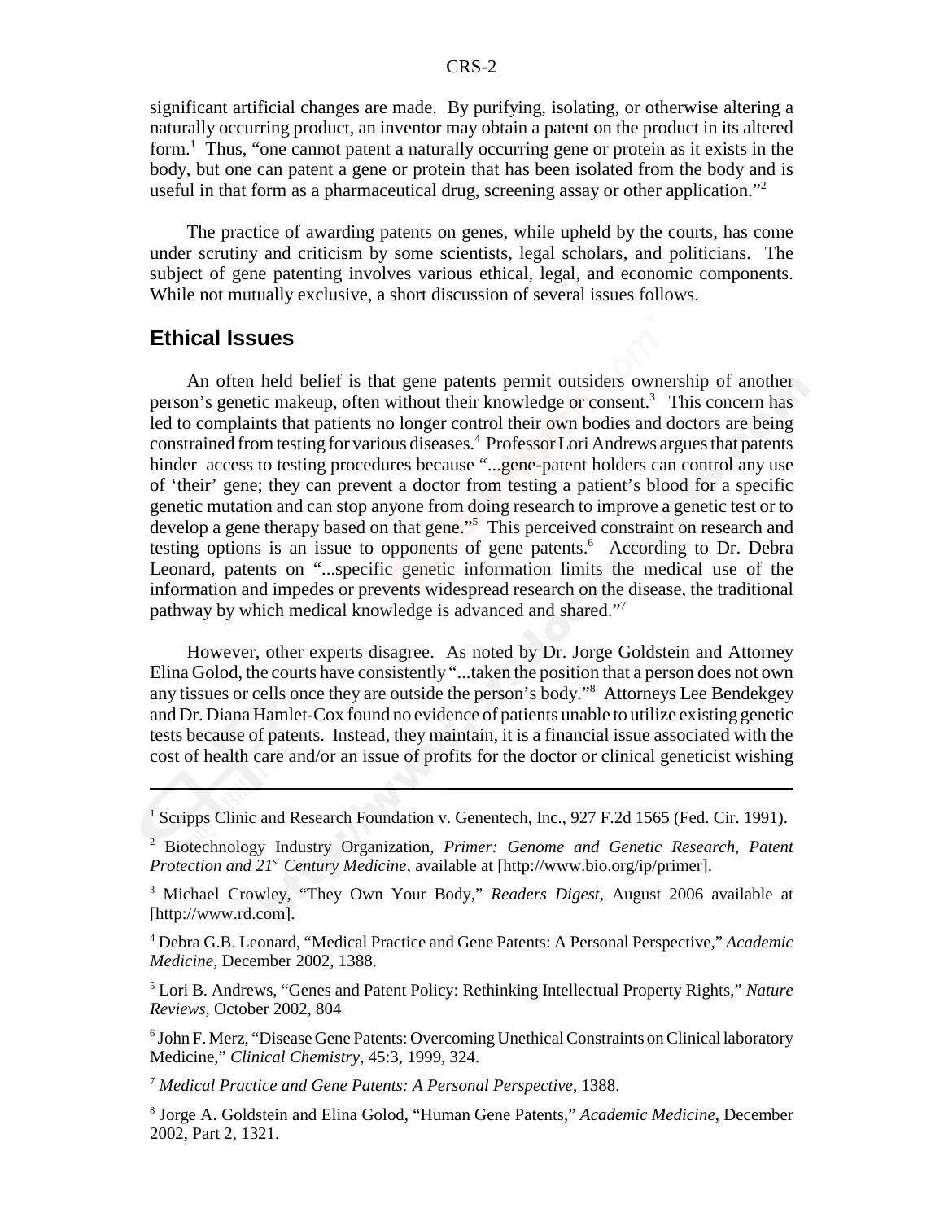significant artificial changes are made. By purifying, isolating, or otherwise altering a naturally occurring product, an inventor may obtain a patent on the product in its altered form.[1] Thus, "one cannot patent a naturally occurring gene or protein as it exists in the body, but one can patent a gene or protein that has been isolated from the body and is useful in that form as a pharmaceutical drug, screening assay or other application."[2]

The practice of awarding patents on genes, while upheld by the courts, has come under scrutiny and criticism by some scientists, legal scholars, and politicians. The subject of gene patenting involves various ethical, legal, and economic components. While not mutually exclusive, a short discussion of several issues follows.

## Ethical Issues

An often held belief is that gene patents permit outsiders ownership of another person's genetic makeup, often without their knowledge or consent.[3] This concern has led to complaints that patients no longer control their own bodies and doctors are being constrained from testing for various diseases.[4] Professor Lori Andrews argues that patents hinder access to testing procedures because "...gene-patent holders can control any use of 'their' gene; they can prevent a doctor from testing a patient's blood for a specific genetic mutation and can stop anyone from doing research to improve a genetic test or to develop a gene therapy based on that gene."[5] This perceived constraint on research and testing options is an issue to opponents of gene patents.[6] According to Dr. Debra Leonard, patents on "...specific genetic information limits the medical use of the information and impedes or prevents widespread research on the disease, the traditional pathway by which medical knowledge is advanced and shared."[7]

However, other experts disagree. As noted by Dr. Jorge Goldstein and Attorney Elina Golod, the courts have consistently "...taken the position that a person does not own any tissues or cells once they are outside the person's body."[8] Attorneys Lee Bendekgey and Dr. Diana Hamlet-Cox found no evidence of patients unable to utilize existing genetic tests because of patents. Instead, they maintain, it is a financial issue associated with the cost of health care and/or an issue of profits for the doctor or clinical geneticist wishing

---

[1] Scripps Clinic and Research Foundation v. Genentech, Inc., 927 F.2d 1565 (Fed. Cir. 1991).

[2] Biotechnology Industry Organization, *Primer: Genome and Genetic Research, Patent Protection and 21st Century Medicine*, available at [http://www.bio.org/ip/primer].

[3] Michael Crowley, "They Own Your Body," *Readers Digest*, August 2006 available at [http://www.rd.com].

[4] Debra G.B. Leonard, "Medical Practice and Gene Patents: A Personal Perspective," *Academic Medicine*, December 2002, 1388.

[5] Lori B. Andrews, "Genes and Patent Policy: Rethinking Intellectual Property Rights," *Nature Reviews*, October 2002, 804

[6] John F. Merz, "Disease Gene Patents: Overcoming Unethical Constraints on Clinical laboratory Medicine," *Clinical Chemistry*, 45:3, 1999, 324.

[7] *Medical Practice and Gene Patents: A Personal Perspective*, 1388.

[8] Jorge A. Goldstein and Elina Golod, "Human Gene Patents," *Academic Medicine*, December 2002, Part 2, 1321.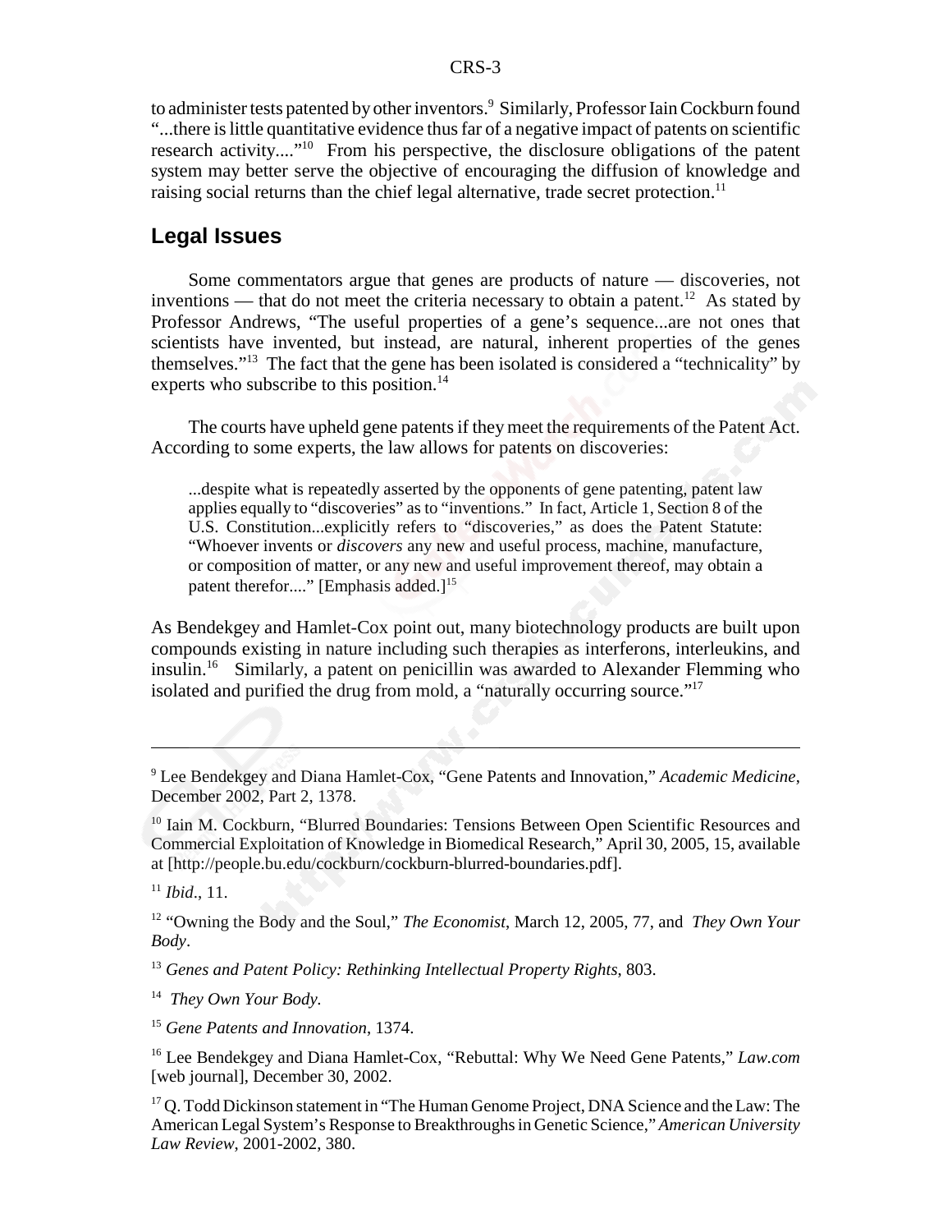to administer tests patented by other inventors.[9] Similarly, Professor Iain Cockburn found "...there is little quantitative evidence thus far of a negative impact of patents on scientific research activity...."[10] From his perspective, the disclosure obligations of the patent system may better serve the objective of encouraging the diffusion of knowledge and raising social returns than the chief legal alternative, trade secret protection.[11]

## Legal Issues

Some commentators argue that genes are products of nature — discoveries, not inventions — that do not meet the criteria necessary to obtain a patent.[12] As stated by Professor Andrews, "The useful properties of a gene's sequence...are not ones that scientists have invented, but instead, are natural, inherent properties of the genes themselves."[13] The fact that the gene has been isolated is considered a "technicality" by experts who subscribe to this position.[14]

The courts have upheld gene patents if they meet the requirements of the Patent Act. According to some experts, the law allows for patents on discoveries:

> ...despite what is repeatedly asserted by the opponents of gene patenting, patent law applies equally to "discoveries" as to "inventions." In fact, Article 1, Section 8 of the U.S. Constitution...explicitly refers to "discoveries," as does the Patent Statute: "Whoever invents or *discovers* any new and useful process, machine, manufacture, or composition of matter, or any new and useful improvement thereof, may obtain a patent therefor...." [Emphasis added.][15]

As Bendekgey and Hamlet-Cox point out, many biotechnology products are built upon compounds existing in nature including such therapies as interferons, interleukins, and insulin.[16] Similarly, a patent on penicillin was awarded to Alexander Flemming who isolated and purified the drug from mold, a "naturally occurring source."[17]

---

[9] Lee Bendekgey and Diana Hamlet-Cox, "Gene Patents and Innovation," *Academic Medicine*, December 2002, Part 2, 1378.

[10] Iain M. Cockburn, "Blurred Boundaries: Tensions Between Open Scientific Resources and Commercial Exploitation of Knowledge in Biomedical Research," April 30, 2005, 15, available at [http://people.bu.edu/cockburn/cockburn-blurred-boundaries.pdf].

[11] *Ibid*., 11.

[12] "Owning the Body and the Soul," *The Economist*, March 12, 2005, 77, and *They Own Your Body*.

[13] *Genes and Patent Policy: Rethinking Intellectual Property Rights*, 803.

[14] *They Own Your Body.*

[15] *Gene Patents and Innovation*, 1374.

[16] Lee Bendekgey and Diana Hamlet-Cox, "Rebuttal: Why We Need Gene Patents," *Law.com* [web journal], December 30, 2002.

[17] Q. Todd Dickinson statement in "The Human Genome Project, DNA Science and the Law: The American Legal System's Response to Breakthroughs in Genetic Science," *American University Law Review*, 2001-2002, 380.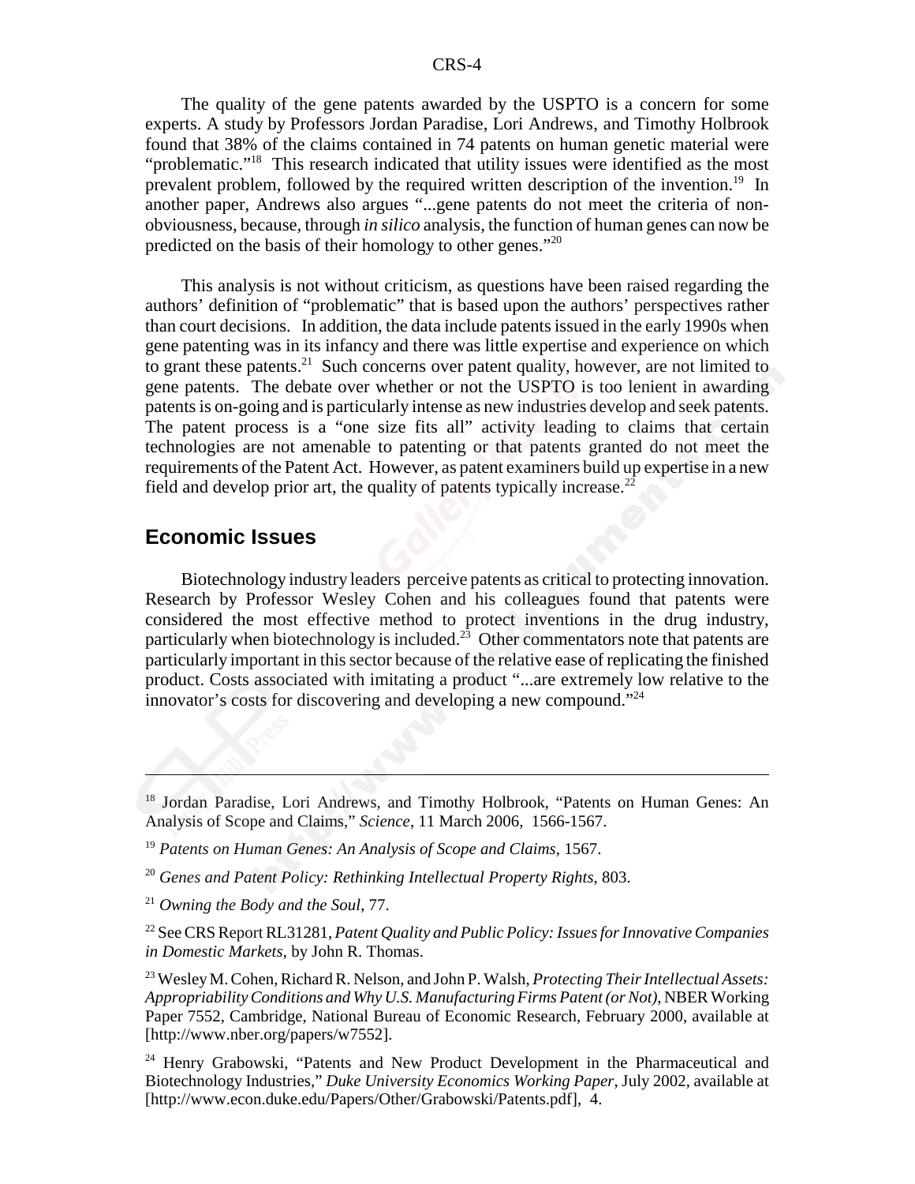The quality of the gene patents awarded by the USPTO is a concern for some experts. A study by Professors Jordan Paradise, Lori Andrews, and Timothy Holbrook found that 38% of the claims contained in 74 patents on human genetic material were "problematic."[18] This research indicated that utility issues were identified as the most prevalent problem, followed by the required written description of the invention.[19] In another paper, Andrews also argues "...gene patents do not meet the criteria of non-obviousness, because, through *in silico* analysis, the function of human genes can now be predicted on the basis of their homology to other genes."[20]

This analysis is not without criticism, as questions have been raised regarding the authors' definition of "problematic" that is based upon the authors' perspectives rather than court decisions. In addition, the data include patents issued in the early 1990s when gene patenting was in its infancy and there was little expertise and experience on which to grant these patents.[21] Such concerns over patent quality, however, are not limited to gene patents. The debate over whether or not the USPTO is too lenient in awarding patents is on-going and is particularly intense as new industries develop and seek patents. The patent process is a "one size fits all" activity leading to claims that certain technologies are not amenable to patenting or that patents granted do not meet the requirements of the Patent Act. However, as patent examiners build up expertise in a new field and develop prior art, the quality of patents typically increase.[22]

## Economic Issues

Biotechnology industry leaders perceive patents as critical to protecting innovation. Research by Professor Wesley Cohen and his colleagues found that patents were considered the most effective method to protect inventions in the drug industry, particularly when biotechnology is included.[23] Other commentators note that patents are particularly important in this sector because of the relative ease of replicating the finished product. Costs associated with imitating a product "...are extremely low relative to the innovator's costs for discovering and developing a new compound."[24]

---

[18] Jordan Paradise, Lori Andrews, and Timothy Holbrook, "Patents on Human Genes: An Analysis of Scope and Claims," *Science*, 11 March 2006, 1566-1567.

[19] *Patents on Human Genes: An Analysis of Scope and Claims*, 1567.

[20] *Genes and Patent Policy: Rethinking Intellectual Property Rights*, 803.

[21] *Owning the Body and the Soul*, 77.

[22] See CRS Report RL31281, *Patent Quality and Public Policy: Issues for Innovative Companies in Domestic Markets*, by John R. Thomas.

[23] Wesley M. Cohen, Richard R. Nelson, and John P. Walsh, *Protecting Their Intellectual Assets: Appropriability Conditions and Why U.S. Manufacturing Firms Patent (or Not)*, NBER Working Paper 7552, Cambridge, National Bureau of Economic Research, February 2000, available at [http://www.nber.org/papers/w7552].

[24] Henry Grabowski, "Patents and New Product Development in the Pharmaceutical and Biotechnology Industries," *Duke University Economics Working Paper*, July 2002, available at [http://www.econ.duke.edu/Papers/Other/Grabowski/Patents.pdf], 4.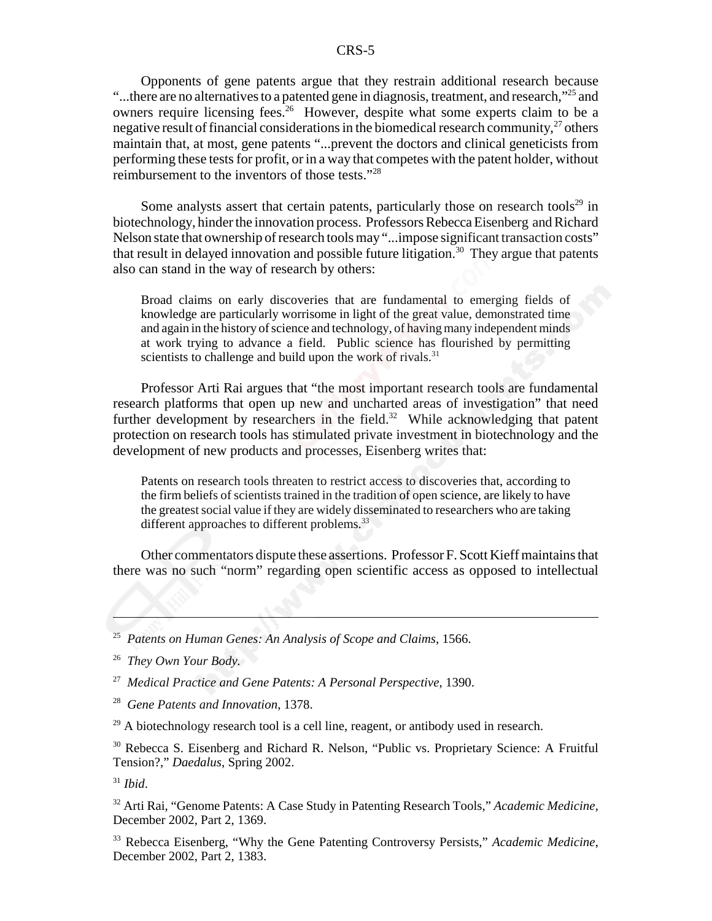Opponents of gene patents argue that they restrain additional research because "...there are no alternatives to a patented gene in diagnosis, treatment, and research,"[25] and owners require licensing fees.[26] However, despite what some experts claim to be a negative result of financial considerations in the biomedical research community,[27] others maintain that, at most, gene patents "...prevent the doctors and clinical geneticists from performing these tests for profit, or in a way that competes with the patent holder, without reimbursement to the inventors of those tests."[28]

Some analysts assert that certain patents, particularly those on research tools[29] in biotechnology, hinder the innovation process. Professors Rebecca Eisenberg and Richard Nelson state that ownership of research tools may "...impose significant transaction costs" that result in delayed innovation and possible future litigation.[30] They argue that patents also can stand in the way of research by others:

> Broad claims on early discoveries that are fundamental to emerging fields of knowledge are particularly worrisome in light of the great value, demonstrated time and again in the history of science and technology, of having many independent minds at work trying to advance a field. Public science has flourished by permitting scientists to challenge and build upon the work of rivals.[31]

Professor Arti Rai argues that "the most important research tools are fundamental research platforms that open up new and uncharted areas of investigation" that need further development by researchers in the field.[32] While acknowledging that patent protection on research tools has stimulated private investment in biotechnology and the development of new products and processes, Eisenberg writes that:

> Patents on research tools threaten to restrict access to discoveries that, according to the firm beliefs of scientists trained in the tradition of open science, are likely to have the greatest social value if they are widely disseminated to researchers who are taking different approaches to different problems.[33]

Other commentators dispute these assertions. Professor F. Scott Kieff maintains that there was no such "norm" regarding open scientific access as opposed to intellectual

---

[25] *Patents on Human Genes: An Analysis of Scope and Claims*, 1566.

[26] *They Own Your Body.*

[27] *Medical Practice and Gene Patents: A Personal Perspective*, 1390.

[28] *Gene Patents and Innovation*, 1378.

[29] A biotechnology research tool is a cell line, reagent, or antibody used in research.

[30] Rebecca S. Eisenberg and Richard R. Nelson, "Public vs. Proprietary Science: A Fruitful Tension?," *Daedalus*, Spring 2002.

[31] *Ibid*.

[32] Arti Rai, "Genome Patents: A Case Study in Patenting Research Tools," *Academic Medicine*, December 2002, Part 2, 1369.

[33] Rebecca Eisenberg, "Why the Gene Patenting Controversy Persists," *Academic Medicine*, December 2002, Part 2, 1383.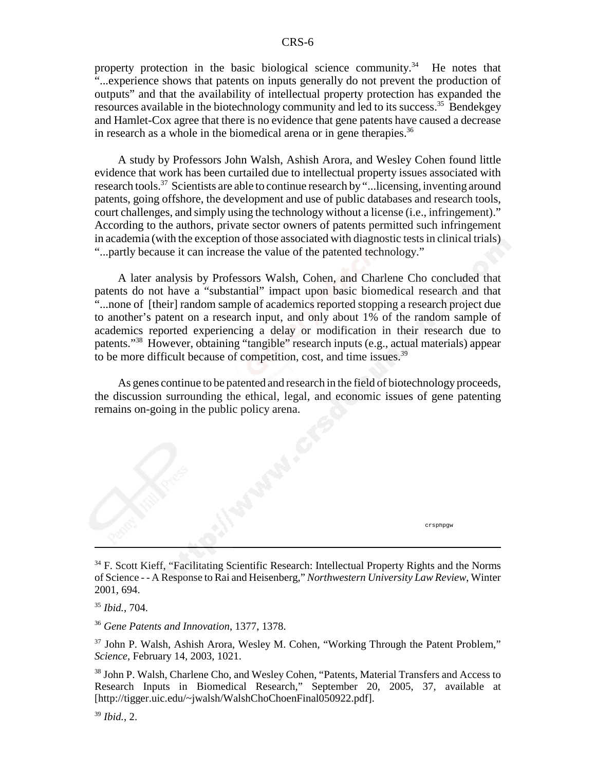property protection in the basic biological science community.[34] He notes that "...experience shows that patents on inputs generally do not prevent the production of outputs" and that the availability of intellectual property protection has expanded the resources available in the biotechnology community and led to its success.[35] Bendekgey and Hamlet-Cox agree that there is no evidence that gene patents have caused a decrease in research as a whole in the biomedical arena or in gene therapies.[36]

A study by Professors John Walsh, Ashish Arora, and Wesley Cohen found little evidence that work has been curtailed due to intellectual property issues associated with research tools.[37] Scientists are able to continue research by "...licensing, inventing around patents, going offshore, the development and use of public databases and research tools, court challenges, and simply using the technology without a license (i.e., infringement)." According to the authors, private sector owners of patents permitted such infringement in academia (with the exception of those associated with diagnostic tests in clinical trials) "...partly because it can increase the value of the patented technology."

A later analysis by Professors Walsh, Cohen, and Charlene Cho concluded that patents do not have a "substantial" impact upon basic biomedical research and that "...none of [their] random sample of academics reported stopping a research project due to another's patent on a research input, and only about 1% of the random sample of academics reported experiencing a delay or modification in their research due to patents."[38] However, obtaining "tangible" research inputs (e.g., actual materials) appear to be more difficult because of competition, cost, and time issues.[39]

As genes continue to be patented and research in the field of biotechnology proceeds, the discussion surrounding the ethical, legal, and economic issues of gene patenting remains on-going in the public policy arena.

crsphpgw

---

[34] F. Scott Kieff, "Facilitating Scientific Research: Intellectual Property Rights and the Norms of Science - - A Response to Rai and Heisenberg," *Northwestern University Law Review*, Winter 2001, 694.

[35] *Ibid.*, 704.

[36] *Gene Patents and Innovation*, 1377, 1378.

[37] John P. Walsh, Ashish Arora, Wesley M. Cohen, "Working Through the Patent Problem," *Science*, February 14, 2003, 1021.

[38] John P. Walsh, Charlene Cho, and Wesley Cohen, "Patents, Material Transfers and Access to Research Inputs in Biomedical Research," September 20, 2005, 37, available at [http://tigger.uic.edu/~jwalsh/WalshChoChoenFinal050922.pdf].

[39] *Ibid.*, 2.